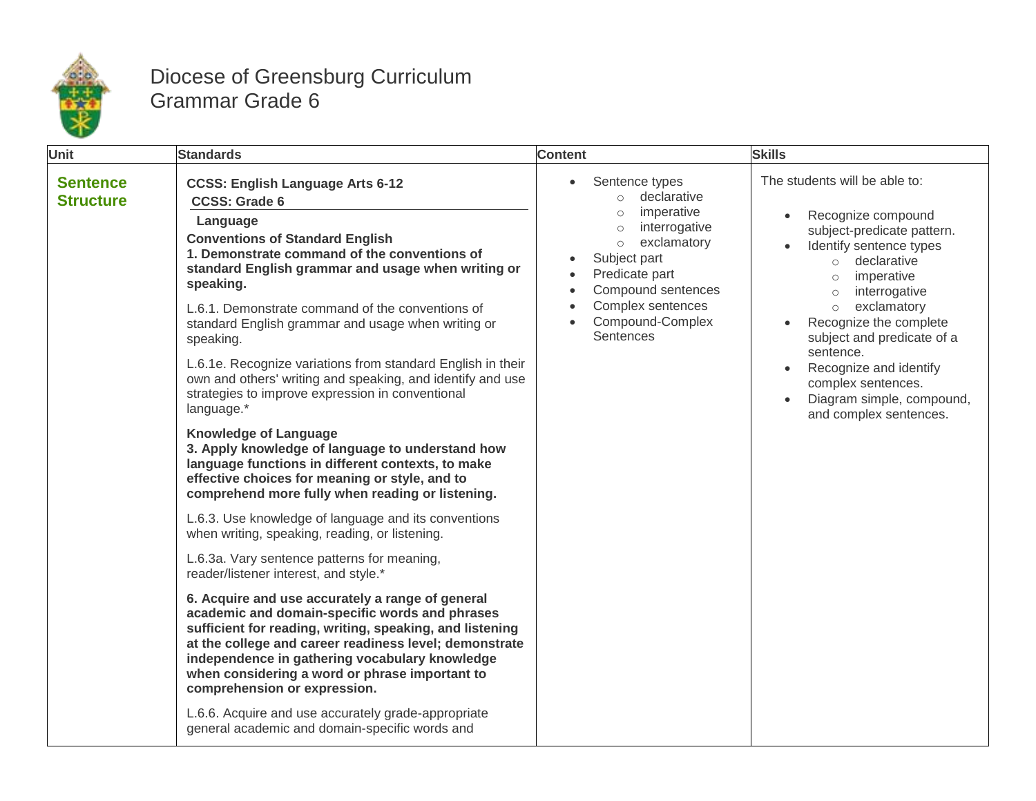# Diocese of Greensburg Curriculum
## Grammar Grade 6

| Unit | Standards | Content | Skills |
|---|---|---|---|
| **Sentence Structure** | **CCSS: English Language Arts 6-12**<br>**CCSS: Grade 6**<br>**Language**<br>**Conventions of Standard English**<br>**1. Demonstrate command of the conventions of standard English grammar and usage when writing or speaking.**<br><br>L.6.1. Demonstrate command of the conventions of standard English grammar and usage when writing or speaking.<br><br>L.6.1e. Recognize variations from standard English in their own and others' writing and speaking, and identify and use strategies to improve expression in conventional language.*<br><br>**Knowledge of Language**<br>**3. Apply knowledge of language to understand how language functions in different contexts, to make effective choices for meaning or style, and to comprehend more fully when reading or listening.**<br><br>L.6.3. Use knowledge of language and its conventions when writing, speaking, reading, or listening.<br><br>L.6.3a. Vary sentence patterns for meaning, reader/listener interest, and style.*<br><br>**6. Acquire and use accurately a range of general academic and domain-specific words and phrases sufficient for reading, writing, speaking, and listening at the college and career readiness level; demonstrate independence in gathering vocabulary knowledge when considering a word or phrase important to comprehension or expression.**<br><br>L.6.6. Acquire and use accurately grade-appropriate general academic and domain-specific words and | • Sentence types<br>&nbsp;&nbsp;&nbsp;&nbsp;○ declarative<br>&nbsp;&nbsp;&nbsp;&nbsp;○ imperative<br>&nbsp;&nbsp;&nbsp;&nbsp;○ interrogative<br>&nbsp;&nbsp;&nbsp;&nbsp;○ exclamatory<br>• Subject part<br>• Predicate part<br>• Compound sentences<br>• Complex sentences<br>• Compound-Complex Sentences | The students will be able to:<br><br>• Recognize compound subject-predicate pattern.<br>• Identify sentence types<br>&nbsp;&nbsp;&nbsp;&nbsp;○ declarative<br>&nbsp;&nbsp;&nbsp;&nbsp;○ imperative<br>&nbsp;&nbsp;&nbsp;&nbsp;○ interrogative<br>&nbsp;&nbsp;&nbsp;&nbsp;○ exclamatory<br>• Recognize the complete subject and predicate of a sentence.<br>• Recognize and identify complex sentences.<br>• Diagram simple, compound, and complex sentences. |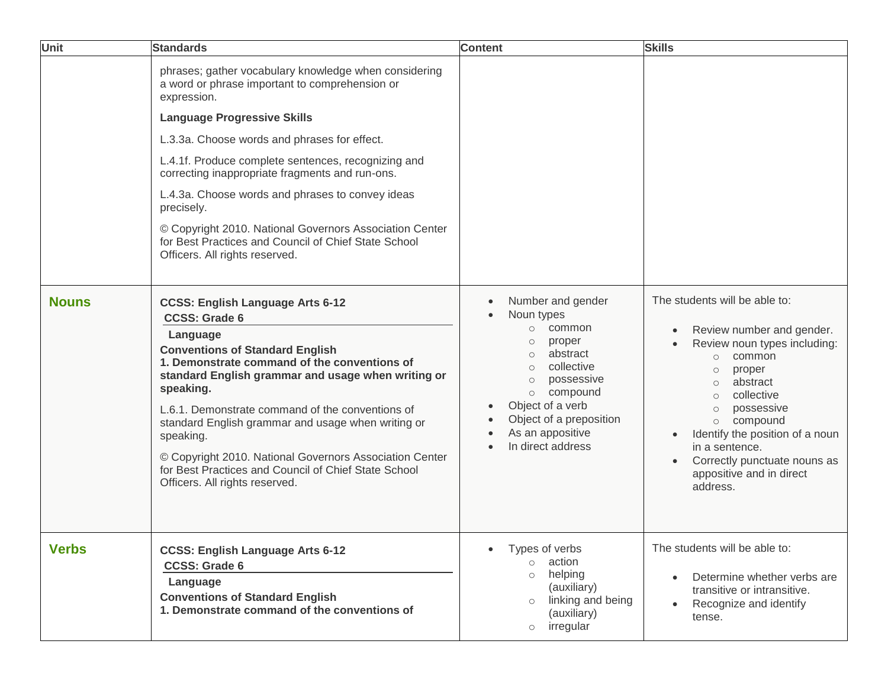| Unit | Standards | Content | Skills |
|---|---|---|---|
| | phrases; gather vocabulary knowledge when considering a word or phrase important to comprehension or expression.<br><br>**Language Progressive Skills**<br><br>L.3.3a. Choose words and phrases for effect.<br><br>L.4.1f. Produce complete sentences, recognizing and correcting inappropriate fragments and run-ons.<br><br>L.4.3a. Choose words and phrases to convey ideas precisely.<br><br>© Copyright 2010. National Governors Association Center for Best Practices and Council of Chief State School Officers. All rights reserved. | | |
| **Nouns** | **CCSS: English Language Arts 6-12**<br>**CCSS: Grade 6**<br>**Language**<br>**Conventions of Standard English**<br>**1. Demonstrate command of the conventions of standard English grammar and usage when writing or speaking.**<br><br>L.6.1. Demonstrate command of the conventions of standard English grammar and usage when writing or speaking.<br><br>© Copyright 2010. National Governors Association Center for Best Practices and Council of Chief State School Officers. All rights reserved. | • Number and gender<br>• Noun types<br>&nbsp;&nbsp;○ common<br>&nbsp;&nbsp;○ proper<br>&nbsp;&nbsp;○ abstract<br>&nbsp;&nbsp;○ collective<br>&nbsp;&nbsp;○ possessive<br>&nbsp;&nbsp;○ compound<br>• Object of a verb<br>• Object of a preposition<br>• As an appositive<br>• In direct address | The students will be able to:<br><br>• Review number and gender.<br>• Review noun types including:<br>&nbsp;&nbsp;○ common<br>&nbsp;&nbsp;○ proper<br>&nbsp;&nbsp;○ abstract<br>&nbsp;&nbsp;○ collective<br>&nbsp;&nbsp;○ possessive<br>&nbsp;&nbsp;○ compound<br>• Identify the position of a noun in a sentence.<br>• Correctly punctuate nouns as appositive and in direct address. |
| **Verbs** | **CCSS: English Language Arts 6-12**<br>**CCSS: Grade 6**<br>**Language**<br>**Conventions of Standard English**<br>**1. Demonstrate command of the conventions of** | • Types of verbs<br>&nbsp;&nbsp;○ action<br>&nbsp;&nbsp;○ helping (auxiliary)<br>&nbsp;&nbsp;○ linking and being (auxiliary)<br>&nbsp;&nbsp;○ irregular | The students will be able to:<br><br>• Determine whether verbs are transitive or intransitive.<br>• Recognize and identify tense. |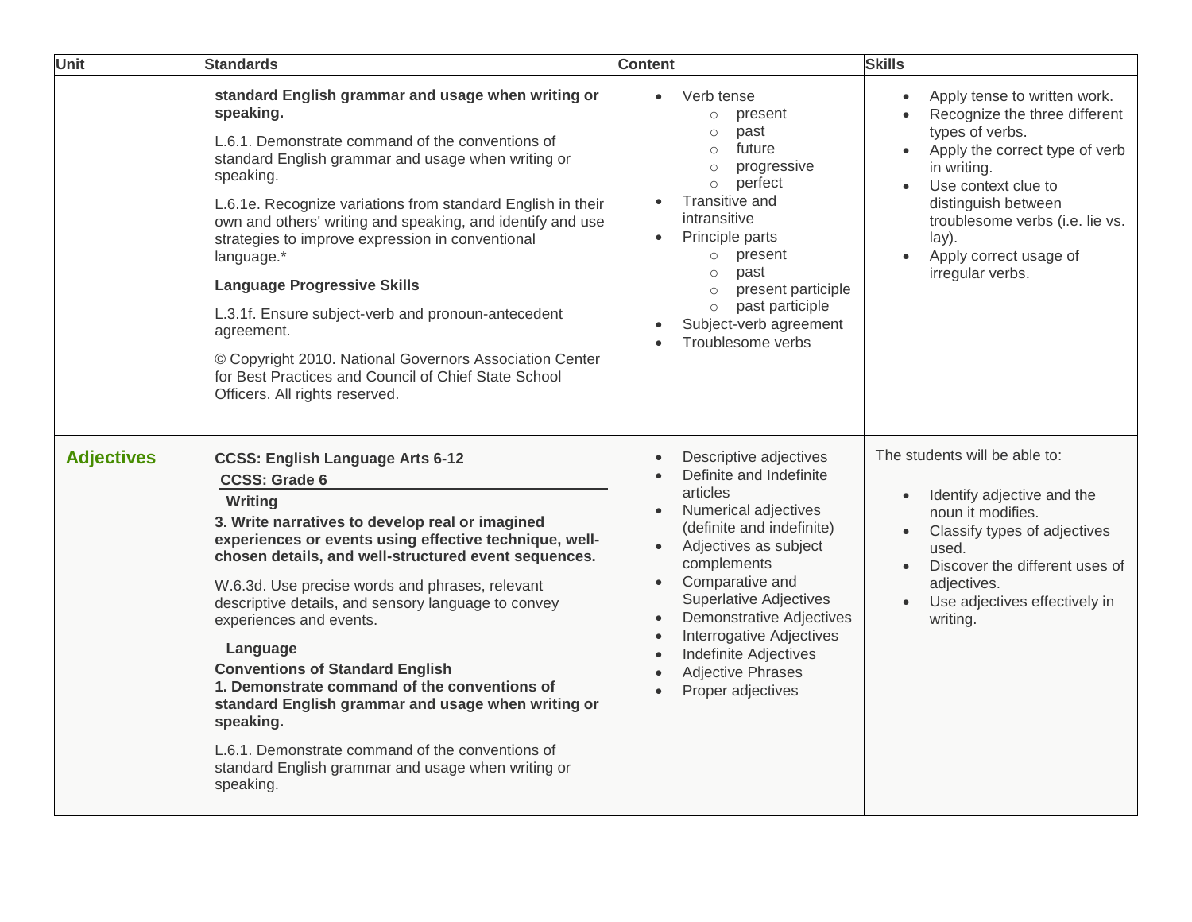| Unit | Standards | Content | Skills |
|---|---|---|---|
| | **standard English grammar and usage when writing or speaking.**<br><br>L.6.1. Demonstrate command of the conventions of standard English grammar and usage when writing or speaking.<br><br>L.6.1e. Recognize variations from standard English in their own and others' writing and speaking, and identify and use strategies to improve expression in conventional language.*<br><br>**Language Progressive Skills**<br><br>L.3.1f. Ensure subject-verb and pronoun-antecedent agreement.<br><br>© Copyright 2010. National Governors Association Center for Best Practices and Council of Chief State School Officers. All rights reserved. | • Verb tense<br>○ present<br>○ past<br>○ future<br>○ progressive<br>○ perfect<br>• Transitive and intransitive<br>• Principle parts<br>○ present<br>○ past<br>○ present participle<br>○ past participle<br>• Subject-verb agreement<br>• Troublesome verbs | • Apply tense to written work.<br>• Recognize the three different types of verbs.<br>• Apply the correct type of verb in writing.<br>• Use context clue to distinguish between troublesome verbs (i.e. lie vs. lay).<br>• Apply correct usage of irregular verbs. |
| **Adjectives** | **CCSS: English Language Arts 6-12**<br>**CCSS: Grade 6**<br>**Writing**<br>**3. Write narratives to develop real or imagined experiences or events using effective technique, well-chosen details, and well-structured event sequences.**<br><br>W.6.3d. Use precise words and phrases, relevant descriptive details, and sensory language to convey experiences and events.<br><br>**Language**<br>**Conventions of Standard English**<br>**1. Demonstrate command of the conventions of standard English grammar and usage when writing or speaking.**<br><br>L.6.1. Demonstrate command of the conventions of standard English grammar and usage when writing or speaking. | • Descriptive adjectives<br>• Definite and Indefinite articles<br>• Numerical adjectives (definite and indefinite)<br>• Adjectives as subject complements<br>• Comparative and Superlative Adjectives<br>• Demonstrative Adjectives<br>• Interrogative Adjectives<br>• Indefinite Adjectives<br>• Adjective Phrases<br>• Proper adjectives | The students will be able to:<br><br>• Identify adjective and the noun it modifies.<br>• Classify types of adjectives used.<br>• Discover the different uses of adjectives.<br>• Use adjectives effectively in writing. |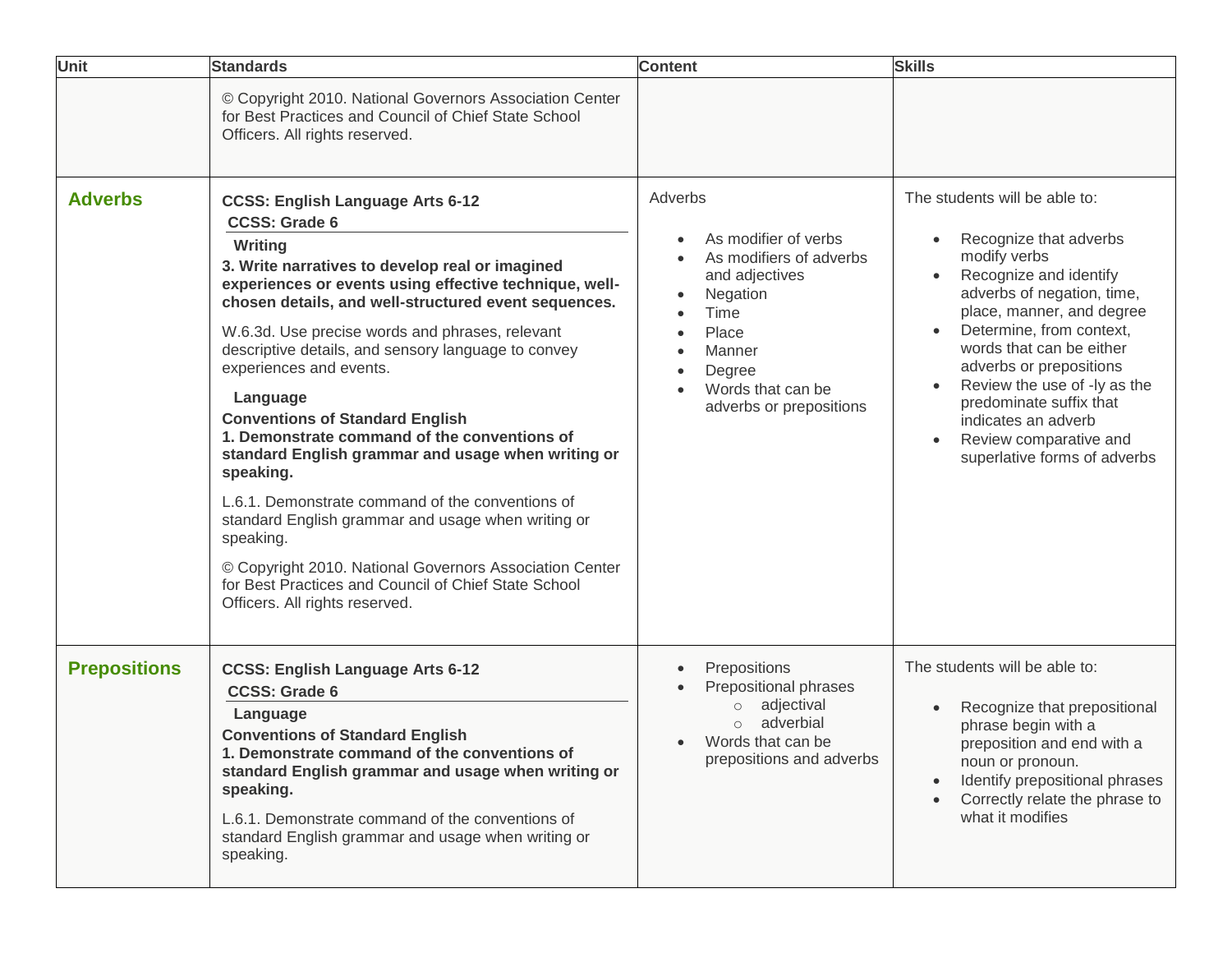| Unit | Standards | Content | Skills |
|---|---|---|---|
| | © Copyright 2010. National Governors Association Center for Best Practices and Council of Chief State School Officers. All rights reserved. | | |
| **Adverbs** | **CCSS: English Language Arts 6-12**<br>**CCSS: Grade 6**<br>**Writing**<br>**3. Write narratives to develop real or imagined experiences or events using effective technique, well-chosen details, and well-structured event sequences.**<br>W.6.3d. Use precise words and phrases, relevant descriptive details, and sensory language to convey experiences and events.<br>**Language**<br>**Conventions of Standard English**<br>**1. Demonstrate command of the conventions of standard English grammar and usage when writing or speaking.**<br>L.6.1. Demonstrate command of the conventions of standard English grammar and usage when writing or speaking.<br>© Copyright 2010. National Governors Association Center for Best Practices and Council of Chief State School Officers. All rights reserved. | Adverbs<br>• As modifier of verbs<br>• As modifiers of adverbs and adjectives<br>• Negation<br>• Time<br>• Place<br>• Manner<br>• Degree<br>• Words that can be adverbs or prepositions | The students will be able to:<br>• Recognize that adverbs modify verbs<br>• Recognize and identify adverbs of negation, time, place, manner, and degree<br>• Determine, from context, words that can be either adverbs or prepositions<br>• Review the use of -ly as the predominate suffix that indicates an adverb<br>• Review comparative and superlative forms of adverbs |
| **Prepositions** | **CCSS: English Language Arts 6-12**<br>**CCSS: Grade 6**<br>**Language**<br>**Conventions of Standard English**<br>**1. Demonstrate command of the conventions of standard English grammar and usage when writing or speaking.**<br>L.6.1. Demonstrate command of the conventions of standard English grammar and usage when writing or speaking. | • Prepositions<br>• Prepositional phrases<br>&nbsp;&nbsp;&nbsp;&nbsp;○ adjectival<br>&nbsp;&nbsp;&nbsp;&nbsp;○ adverbial<br>• Words that can be prepositions and adverbs | The students will be able to:<br>• Recognize that prepositional phrase begin with a preposition and end with a noun or pronoun.<br>• Identify prepositional phrases<br>• Correctly relate the phrase to what it modifies |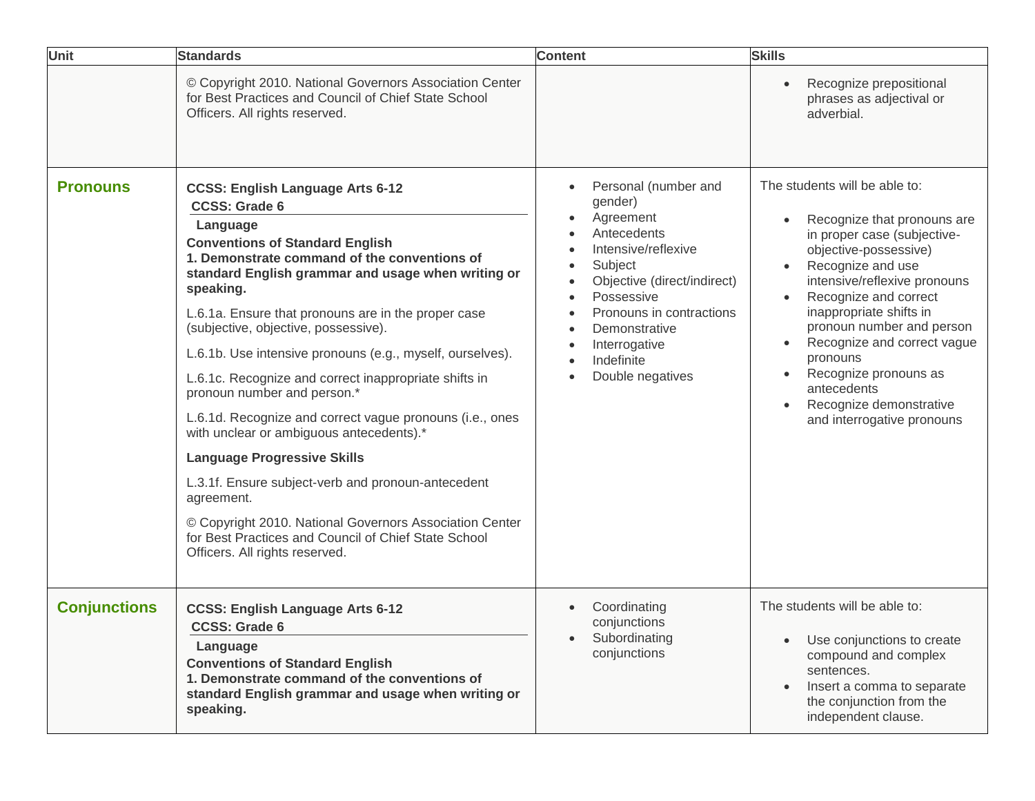| Unit | Standards | Content | Skills |
| --- | --- | --- | --- |
| | © Copyright 2010. National Governors Association Center for Best Practices and Council of Chief State School Officers. All rights reserved. | | • Recognize prepositional phrases as adjectival or adverbial. |
| **Pronouns** | **CCSS: English Language Arts 6-12**<br>**CCSS: Grade 6**<br>**Language**<br>**Conventions of Standard English**<br>**1. Demonstrate command of the conventions of standard English grammar and usage when writing or speaking.**<br>L.6.1a. Ensure that pronouns are in the proper case (subjective, objective, possessive).<br>L.6.1b. Use intensive pronouns (e.g., myself, ourselves).<br>L.6.1c. Recognize and correct inappropriate shifts in pronoun number and person.*<br>L.6.1d. Recognize and correct vague pronouns (i.e., ones with unclear or ambiguous antecedents).*<br>**Language Progressive Skills**<br>L.3.1f. Ensure subject-verb and pronoun-antecedent agreement.<br>© Copyright 2010. National Governors Association Center for Best Practices and Council of Chief State School Officers. All rights reserved. | • Personal (number and gender)<br>• Agreement<br>• Antecedents<br>• Intensive/reflexive<br>• Subject<br>• Objective (direct/indirect)<br>• Possessive<br>• Pronouns in contractions<br>• Demonstrative<br>• Interrogative<br>• Indefinite<br>• Double negatives | The students will be able to:<br>• Recognize that pronouns are in proper case (subjective-objective-possessive)<br>• Recognize and use intensive/reflexive pronouns<br>• Recognize and correct inappropriate shifts in pronoun number and person<br>• Recognize and correct vague pronouns<br>• Recognize pronouns as antecedents<br>• Recognize demonstrative and interrogative pronouns |
| **Conjunctions** | **CCSS: English Language Arts 6-12**<br>**CCSS: Grade 6**<br>**Language**<br>**Conventions of Standard English**<br>**1. Demonstrate command of the conventions of standard English grammar and usage when writing or speaking.** | • Coordinating conjunctions<br>• Subordinating conjunctions | The students will be able to:<br>• Use conjunctions to create compound and complex sentences.<br>• Insert a comma to separate the conjunction from the independent clause. |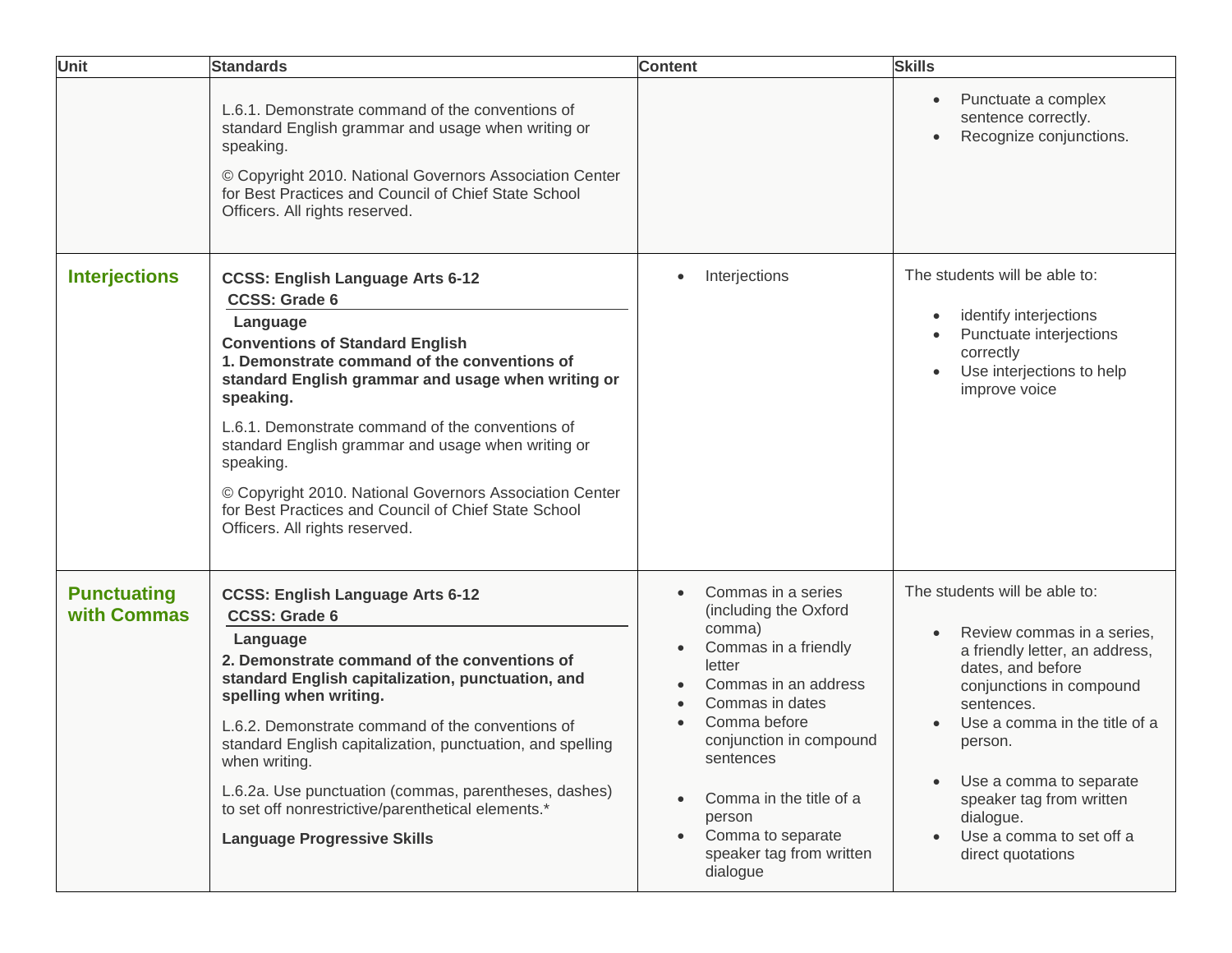| Unit | Standards | Content | Skills |
|---|---|---|---|
| | L.6.1. Demonstrate command of the conventions of standard English grammar and usage when writing or speaking.<br><br>© Copyright 2010. National Governors Association Center for Best Practices and Council of Chief State School Officers. All rights reserved. | | • Punctuate a complex sentence correctly.<br>• Recognize conjunctions. |
| **Interjections** | **CCSS: English Language Arts 6-12**<br>**CCSS: Grade 6**<br>**Language**<br>**Conventions of Standard English**<br>**1. Demonstrate command of the conventions of standard English grammar and usage when writing or speaking.**<br><br>L.6.1. Demonstrate command of the conventions of standard English grammar and usage when writing or speaking.<br><br>© Copyright 2010. National Governors Association Center for Best Practices and Council of Chief State School Officers. All rights reserved. | • Interjections | The students will be able to:<br><br>• identify interjections<br>• Punctuate interjections correctly<br>• Use interjections to help improve voice |
| **Punctuating with Commas** | **CCSS: English Language Arts 6-12**<br>**CCSS: Grade 6**<br>**Language**<br>**2. Demonstrate command of the conventions of standard English capitalization, punctuation, and spelling when writing.**<br><br>L.6.2. Demonstrate command of the conventions of standard English capitalization, punctuation, and spelling when writing.<br><br>L.6.2a. Use punctuation (commas, parentheses, dashes) to set off nonrestrictive/parenthetical elements.*<br><br>**Language Progressive Skills** | • Commas in a series (including the Oxford comma)<br>• Commas in a friendly letter<br>• Commas in an address<br>• Commas in dates<br>• Comma before conjunction in compound sentences<br><br>• Comma in the title of a person<br>• Comma to separate speaker tag from written dialogue | The students will be able to:<br><br>• Review commas in a series, a friendly letter, an address, dates, and before conjunctions in compound sentences.<br>• Use a comma in the title of a person.<br><br>• Use a comma to separate speaker tag from written dialogue.<br>• Use a comma to set off a direct quotations |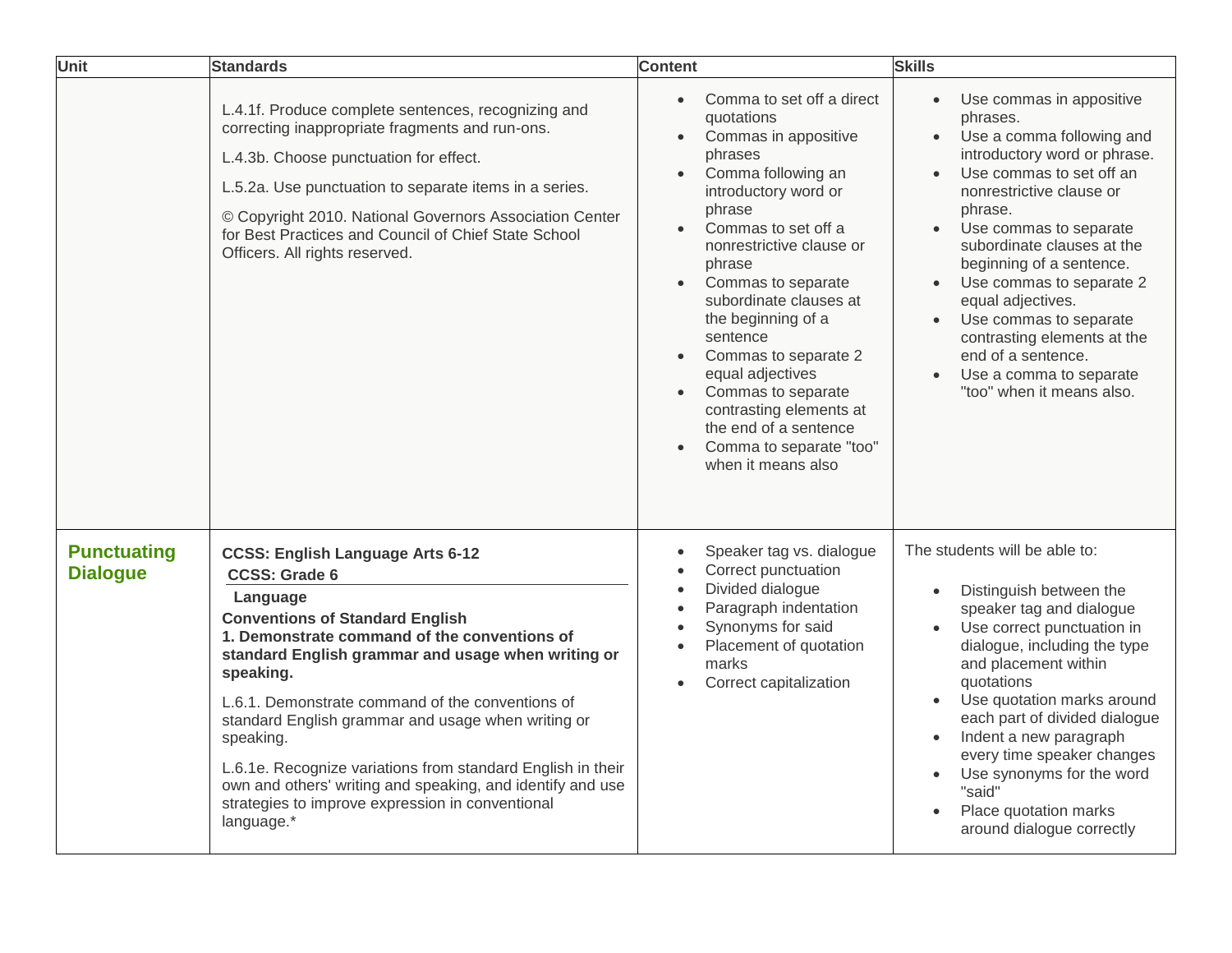| Unit | Standards | Content | Skills |
|---|---|---|---|
| | L.4.1f. Produce complete sentences, recognizing and correcting inappropriate fragments and run-ons.<br><br>L.4.3b. Choose punctuation for effect.<br><br>L.5.2a. Use punctuation to separate items in a series.<br><br>© Copyright 2010. National Governors Association Center for Best Practices and Council of Chief State School Officers. All rights reserved. | • Comma to set off a direct quotations<br>• Commas in appositive phrases<br>• Comma following an introductory word or phrase<br>• Commas to set off a nonrestrictive clause or phrase<br>• Commas to separate subordinate clauses at the beginning of a sentence<br>• Commas to separate 2 equal adjectives<br>• Commas to separate contrasting elements at the end of a sentence<br>• Comma to separate "too" when it means also | • Use commas in appositive phrases.<br>• Use a comma following and introductory word or phrase.<br>• Use commas to set off an nonrestrictive clause or phrase.<br>• Use commas to separate subordinate clauses at the beginning of a sentence.<br>• Use commas to separate 2 equal adjectives.<br>• Use commas to separate contrasting elements at the end of a sentence.<br>• Use a comma to separate "too" when it means also. |
| **Punctuating Dialogue** | **CCSS: English Language Arts 6-12**<br>**CCSS: Grade 6**<br>**Language**<br>**Conventions of Standard English**<br>**1. Demonstrate command of the conventions of standard English grammar and usage when writing or speaking.**<br><br>L.6.1. Demonstrate command of the conventions of standard English grammar and usage when writing or speaking.<br><br>L.6.1e. Recognize variations from standard English in their own and others' writing and speaking, and identify and use strategies to improve expression in conventional language.* | • Speaker tag vs. dialogue<br>• Correct punctuation<br>• Divided dialogue<br>• Paragraph indentation<br>• Synonyms for said<br>• Placement of quotation marks<br>• Correct capitalization | The students will be able to:<br><br>• Distinguish between the speaker tag and dialogue<br>• Use correct punctuation in dialogue, including the type and placement within quotations<br>• Use quotation marks around each part of divided dialogue<br>• Indent a new paragraph every time speaker changes<br>• Use synonyms for the word "said"<br>• Place quotation marks around dialogue correctly |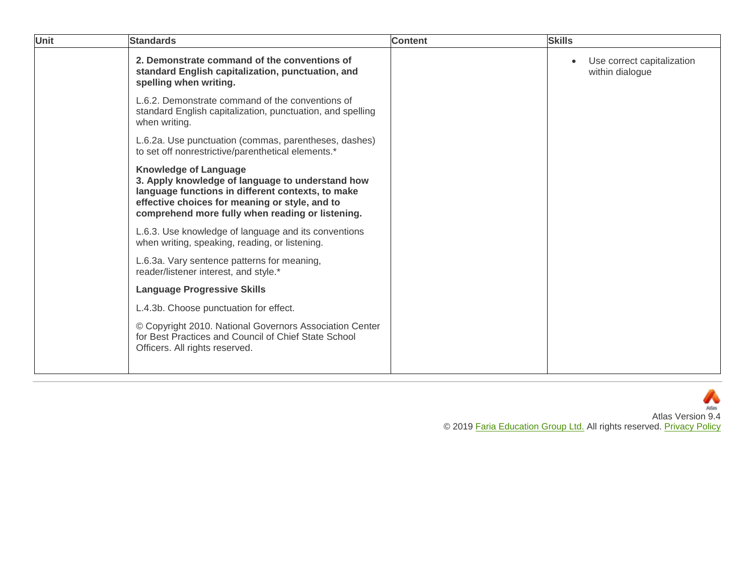| Unit | Standards | Content | Skills |
| --- | --- | --- | --- |
| | **2. Demonstrate command of the conventions of standard English capitalization, punctuation, and spelling when writing.**<br><br>L.6.2. Demonstrate command of the conventions of standard English capitalization, punctuation, and spelling when writing.<br><br>L.6.2a. Use punctuation (commas, parentheses, dashes) to set off nonrestrictive/parenthetical elements.*<br><br>**Knowledge of Language**<br>**3. Apply knowledge of language to understand how language functions in different contexts, to make effective choices for meaning or style, and to comprehend more fully when reading or listening.**<br><br>L.6.3. Use knowledge of language and its conventions when writing, speaking, reading, or listening.<br><br>L.6.3a. Vary sentence patterns for meaning, reader/listener interest, and style.*<br><br>**Language Progressive Skills**<br><br>L.4.3b. Choose punctuation for effect.<br><br>© Copyright 2010. National Governors Association Center for Best Practices and Council of Chief State School Officers. All rights reserved. | | • Use correct capitalization within dialogue |

Atlas Version 9.4
© 2019 Faria Education Group Ltd. All rights reserved. Privacy Policy